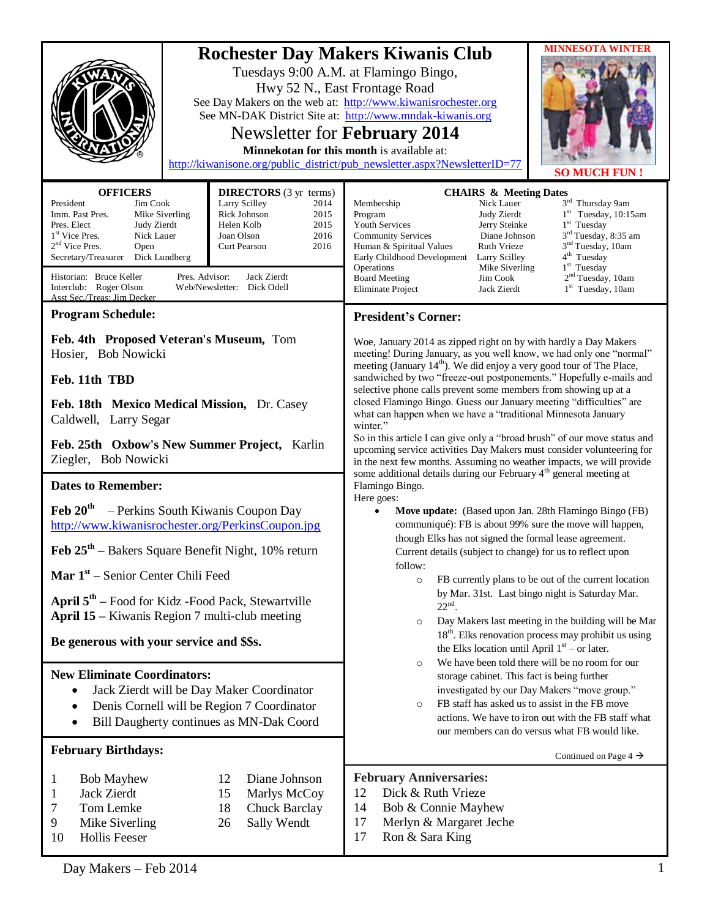# Rochester Day Makers Kiwanis Club

Tuesdays 9:00 A.M. at Flamingo Bingo,
Hwy 52 N., East Frontage Road
See Day Makers on the web at: http://www.kiwanisrochester.org
See MN-DAK District Site at: http://www.mndak-kiwanis.org

## Newsletter for **February 2014**

**Minnekotan for this month** is available at:
http://kiwanisone.org/public_district/pub_newsletter.aspx?NewsletterID=77

**MINNESOTA WINTER**

**SO MUCH FUN !**

### OFFICERS

| | |
|---|---|
| President | Jim Cook |
| Imm. Past Pres. | Mike Siverling |
| Pres. Elect | Judy Zierdt |
| 1st Vice Pres. | Nick Lauer |
| 2nd Vice Pres. | Open |
| Secretary/Treasurer | Dick Lundberg |

### DIRECTORS (3 yr terms)

| | |
|---|---|
| Larry Scilley | 2014 |
| Rick Johnson | 2015 |
| Helen Kolb | 2015 |
| Joan Olson | 2016 |
| Curt Pearson | 2016 |

Historian: Bruce Keller
Interclub: Roger Olson
Asst Sec./Treas: Jim Decker
Pres. Advisor: Jack Zierdt
Web/Newsletter: Dick Odell

### CHAIRS & Meeting Dates

| | | |
|---|---|---|
| Membership | Nick Lauer | 3rd Thursday 9am |
| Program | Judy Zierdt | 1st Tuesday, 10:15am |
| Youth Services | Jerry Steinke | 1st Tuesday |
| Community Services | Diane Johnson | 3rd Tuesday, 8:35 am |
| Human & Spiritual Values | Ruth Vrieze | 3rd Tuesday, 10am |
| Early Childhood Development | Larry Scilley | 4th Tuesday |
| Operations | Mike Siverling | 1st Tuesday |
| Board Meeting | Jim Cook | 2nd Tuesday, 10am |
| Eliminate Project | Jack Zierdt | 1st Tuesday, 10am |

## Program Schedule:

**Feb. 4th Proposed Veteran's Museum,** Tom Hosier, Bob Nowicki

**Feb. 11th TBD**

**Feb. 18th Mexico Medical Mission,** Dr. Casey Caldwell, Larry Segar

**Feb. 25th Oxbow's New Summer Project,** Karlin Ziegler, Bob Nowicki

## Dates to Remember:

**Feb 20th** – Perkins South Kiwanis Coupon Day
http://www.kiwanisrochester.org/PerkinsCoupon.jpg

**Feb 25th** – Bakers Square Benefit Night, 10% return

**Mar 1st** – Senior Center Chili Feed

**April 5th** – Food for Kidz -Food Pack, Stewartville
**April 15** – Kiwanis Region 7 multi-club meeting

**Be generous with your service and $$s.**

## New Eliminate Coordinators:

- Jack Zierdt will be Day Maker Coordinator
- Denis Cornell will be Region 7 Coordinator
- Bill Daugherty continues as MN-Dak Coord

## February Birthdays:

| | |
|---|---|
| 1 | Bob Mayhew |
| 1 | Jack Zierdt |
| 7 | Tom Lemke |
| 9 | Mike Siverling |
| 10 | Hollis Feeser |
| 12 | Diane Johnson |
| 15 | Marlys McCoy |
| 18 | Chuck Barclay |
| 26 | Sally Wendt |

## President's Corner:

Woe, January 2014 as zipped right on by with hardly a Day Makers meeting! During January, as you well know, we had only one "normal" meeting (January 14th). We did enjoy a very good tour of The Place, sandwiched by two "freeze-out postponements." Hopefully e-mails and selective phone calls prevent some members from showing up at a closed Flamingo Bingo. Guess our January meeting "difficulties" are what can happen when we have a "traditional Minnesota January winter."

So in this article I can give only a "broad brush" of our move status and upcoming service activities Day Makers must consider volunteering for in the next few months. Assuming no weather impacts, we will provide some additional details during our February 4th general meeting at Flamingo Bingo.

Here goes:

- **Move update:** (Based upon Jan. 28th Flamingo Bingo (FB) communiqué): FB is about 99% sure the move will happen, though Elks has not signed the formal lease agreement. Current details (subject to change) for us to reflect upon follow:
  - FB currently plans to be out of the current location by Mar. 31st. Last bingo night is Saturday Mar. 22nd.
  - Day Makers last meeting in the building will be Mar 18th. Elks renovation process may prohibit us using the Elks location until April 1st – or later.
  - We have been told there will be no room for our storage cabinet. This fact is being further investigated by our Day Makers "move group."
  - FB staff has asked us to assist in the FB move actions. We have to iron out with the FB staff what our members can do versus what FB would like.

Continued on Page 4 →

## February Anniversaries:

| | |
|---|---|
| 12 | Dick & Ruth Vrieze |
| 14 | Bob & Connie Mayhew |
| 17 | Merlyn & Margaret Jeche |
| 17 | Ron & Sara King |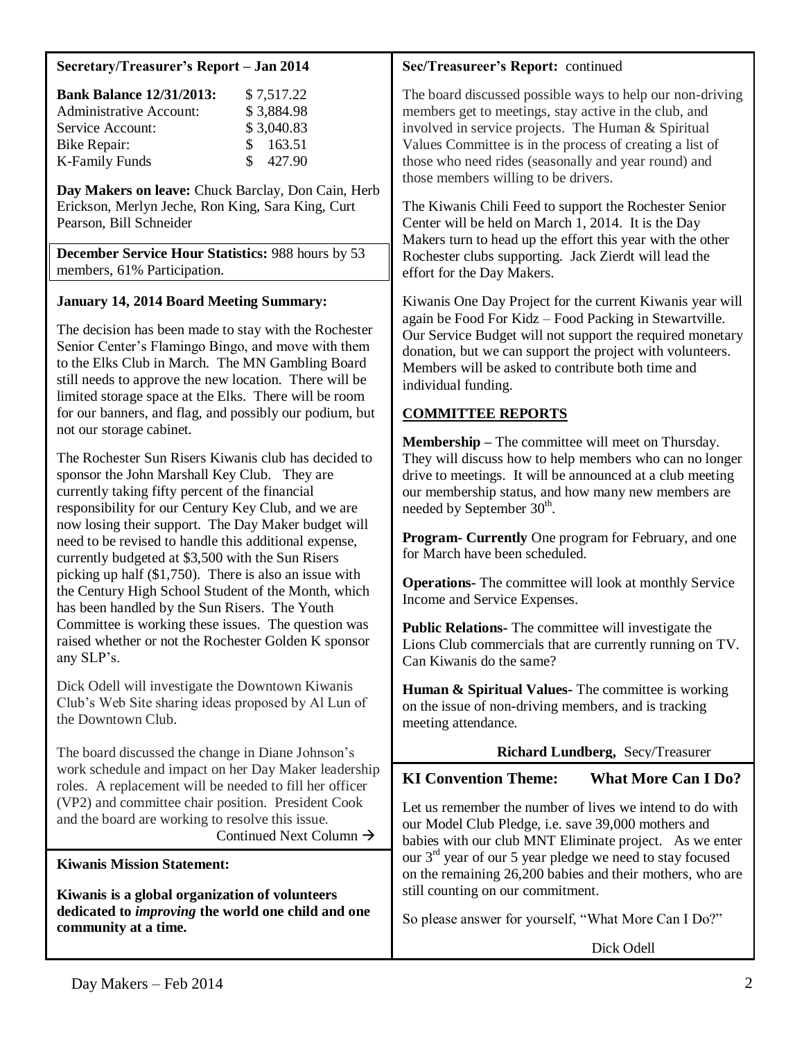## Secretary/Treasurer's Report – Jan 2014

| | |
|---|---|
| **Bank Balance 12/31/2013:** | $ 7,517.22 |
| Administrative Account: | $ 3,884.98 |
| Service Account: | $ 3,040.83 |
| Bike Repair: | $ 163.51 |
| K-Family Funds | $ 427.90 |

**Day Makers on leave:** Chuck Barclay, Don Cain, Herb Erickson, Merlyn Jeche, Ron King, Sara King, Curt Pearson, Bill Schneider

**December Service Hour Statistics:** 988 hours by 53 members, 61% Participation.

### January 14, 2014 Board Meeting Summary:

The decision has been made to stay with the Rochester Senior Center's Flamingo Bingo, and move with them to the Elks Club in March. The MN Gambling Board still needs to approve the new location. There will be limited storage space at the Elks. There will be room for our banners, and flag, and possibly our podium, but not our storage cabinet.

The Rochester Sun Risers Kiwanis club has decided to sponsor the John Marshall Key Club. They are currently taking fifty percent of the financial responsibility for our Century Key Club, and we are now losing their support. The Day Maker budget will need to be revised to handle this additional expense, currently budgeted at $3,500 with the Sun Risers picking up half ($1,750). There is also an issue with the Century High School Student of the Month, which has been handled by the Sun Risers. The Youth Committee is working these issues. The question was raised whether or not the Rochester Golden K sponsor any SLP's.

Dick Odell will investigate the Downtown Kiwanis Club's Web Site sharing ideas proposed by Al Lun of the Downtown Club.

The board discussed the change in Diane Johnson's work schedule and impact on her Day Maker leadership roles. A replacement will be needed to fill her officer (VP2) and committee chair position. President Cook and the board are working to resolve this issue.

Continued Next Column →

**Kiwanis Mission Statement:**

**Kiwanis is a global organization of volunteers dedicated to *improving* the world one child and one community at a time.**

**Sec/Treasureer's Report:** continued

The board discussed possible ways to help our non-driving members get to meetings, stay active in the club, and involved in service projects. The Human & Spiritual Values Committee is in the process of creating a list of those who need rides (seasonally and year round) and those members willing to be drivers.

The Kiwanis Chili Feed to support the Rochester Senior Center will be held on March 1, 2014. It is the Day Makers turn to head up the effort this year with the other Rochester clubs supporting. Jack Zierdt will lead the effort for the Day Makers.

Kiwanis One Day Project for the current Kiwanis year will again be Food For Kidz – Food Packing in Stewartville. Our Service Budget will not support the required monetary donation, but we can support the project with volunteers. Members will be asked to contribute both time and individual funding.

### COMMITTEE REPORTS

**Membership –** The committee will meet on Thursday. They will discuss how to help members who can no longer drive to meetings. It will be announced at a club meeting our membership status, and how many new members are needed by September 30th.

**Program- Currently** One program for February, and one for March have been scheduled.

**Operations-** The committee will look at monthly Service Income and Service Expenses.

**Public Relations-** The committee will investigate the Lions Club commercials that are currently running on TV. Can Kiwanis do the same?

**Human & Spiritual Values-** The committee is working on the issue of non-driving members, and is tracking meeting attendance.

**Richard Lundberg,** Secy/Treasurer

## KI Convention Theme: What More Can I Do?

Let us remember the number of lives we intend to do with our Model Club Pledge, i.e. save 39,000 mothers and babies with our club MNT Eliminate project. As we enter our 3rd year of our 5 year pledge we need to stay focused on the remaining 26,200 babies and their mothers, who are still counting on our commitment.

So please answer for yourself, "What More Can I Do?"

Dick Odell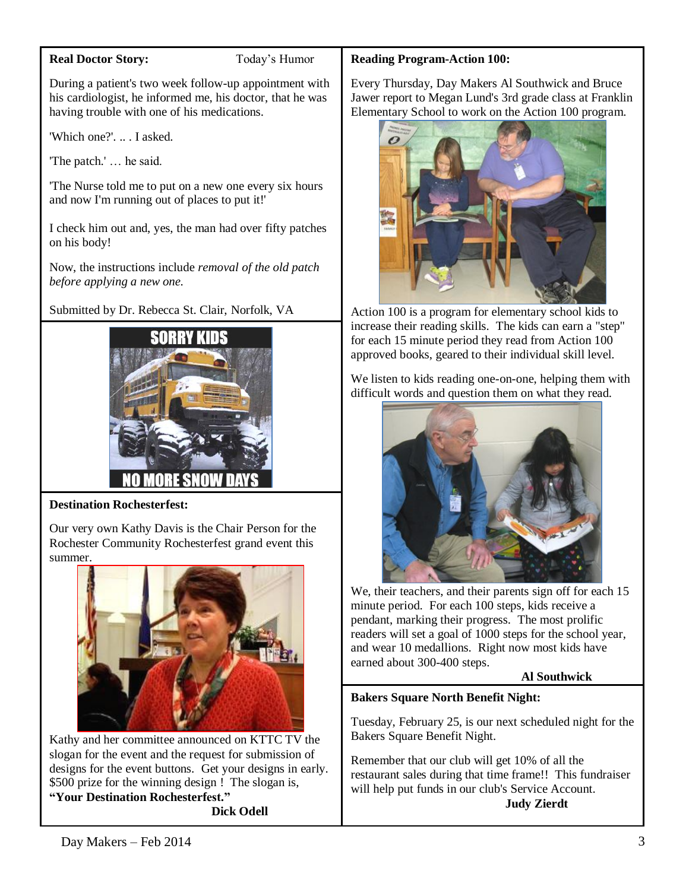**Real Doctor Story:** Today's Humor

During a patient's two week follow-up appointment with his cardiologist, he informed me, his doctor, that he was having trouble with one of his medications.

'Which one?'. .. . I asked.

'The patch.' … he said.

'The Nurse told me to put on a new one every six hours and now I'm running out of places to put it!'

I check him out and, yes, the man had over fifty patches on his body!

Now, the instructions include *removal of the old patch before applying a new one.*

Submitted by Dr. Rebecca St. Clair, Norfolk, VA

SORRY KIDS

NO MORE SNOW DAYS

**Destination Rochesterfest:**

Our very own Kathy Davis is the Chair Person for the Rochester Community Rochesterfest grand event this summer.

Kathy and her committee announced on KTTC TV the slogan for the event and the request for submission of designs for the event buttons. Get your designs in early. $500 prize for the winning design ! The slogan is, **"Your Destination Rochesterfest."**

**Dick Odell**

**Reading Program-Action 100:**

Every Thursday, Day Makers Al Southwick and Bruce Jawer report to Megan Lund's 3rd grade class at Franklin Elementary School to work on the Action 100 program.

Action 100 is a program for elementary school kids to increase their reading skills. The kids can earn a "step" for each 15 minute period they read from Action 100 approved books, geared to their individual skill level.

We listen to kids reading one-on-one, helping them with difficult words and question them on what they read.

We, their teachers, and their parents sign off for each 15 minute period. For each 100 steps, kids receive a pendant, marking their progress. The most prolific readers will set a goal of 1000 steps for the school year, and wear 10 medallions. Right now most kids have earned about 300-400 steps.

**Al Southwick**

**Bakers Square North Benefit Night:**

Tuesday, February 25, is our next scheduled night for the Bakers Square Benefit Night.

Remember that our club will get 10% of all the restaurant sales during that time frame!! This fundraiser will help put funds in our club's Service Account.

**Judy Zierdt**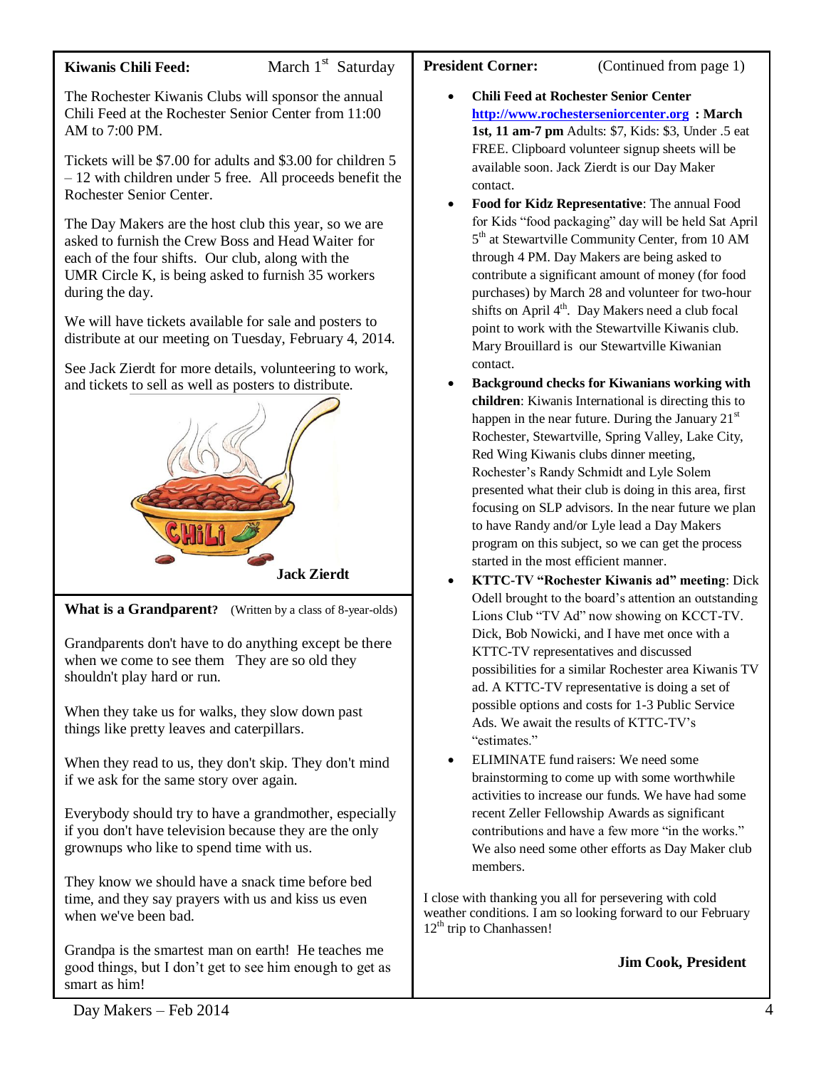**Kiwanis Chili Feed:** March 1st Saturday

The Rochester Kiwanis Clubs will sponsor the annual Chili Feed at the Rochester Senior Center from 11:00 AM to 7:00 PM.

Tickets will be $7.00 for adults and $3.00 for children 5 – 12 with children under 5 free. All proceeds benefit the Rochester Senior Center.

The Day Makers are the host club this year, so we are asked to furnish the Crew Boss and Head Waiter for each of the four shifts. Our club, along with the UMR Circle K, is being asked to furnish 35 workers during the day.

We will have tickets available for sale and posters to distribute at our meeting on Tuesday, February 4, 2014.

See Jack Zierdt for more details, volunteering to work, and tickets to sell as well as posters to distribute.

**Jack Zierdt**

**What is a Grandparent?** (Written by a class of 8-year-olds)

Grandparents don't have to do anything except be there when we come to see them They are so old they shouldn't play hard or run.

When they take us for walks, they slow down past things like pretty leaves and caterpillars.

When they read to us, they don't skip. They don't mind if we ask for the same story over again.

Everybody should try to have a grandmother, especially if you don't have television because they are the only grownups who like to spend time with us.

They know we should have a snack time before bed time, and they say prayers with us and kiss us even when we've been bad.

Grandpa is the smartest man on earth! He teaches me good things, but I don't get to see him enough to get as smart as him!

**President Corner:** (Continued from page 1)

- **Chili Feed at Rochester Senior Center** **http://www.rochesterseniorcenter.org : March 1st, 11 am-7 pm** Adults: $7, Kids: $3, Under .5 eat FREE. Clipboard volunteer signup sheets will be available soon. Jack Zierdt is our Day Maker contact.
- **Food for Kidz Representative**: The annual Food for Kids "food packaging" day will be held Sat April 5th at Stewartville Community Center, from 10 AM through 4 PM. Day Makers are being asked to contribute a significant amount of money (for food purchases) by March 28 and volunteer for two-hour shifts on April 4th. Day Makers need a club focal point to work with the Stewartville Kiwanis club. Mary Brouillard is our Stewartville Kiwanian contact.
- **Background checks for Kiwanians working with children**: Kiwanis International is directing this to happen in the near future. During the January 21st Rochester, Stewartville, Spring Valley, Lake City, Red Wing Kiwanis clubs dinner meeting, Rochester's Randy Schmidt and Lyle Solem presented what their club is doing in this area, first focusing on SLP advisors. In the near future we plan to have Randy and/or Lyle lead a Day Makers program on this subject, so we can get the process started in the most efficient manner.
- **KTTC-TV "Rochester Kiwanis ad" meeting**: Dick Odell brought to the board's attention an outstanding Lions Club "TV Ad" now showing on KCCT-TV. Dick, Bob Nowicki, and I have met once with a KTTC-TV representatives and discussed possibilities for a similar Rochester area Kiwanis TV ad. A KTTC-TV representative is doing a set of possible options and costs for 1-3 Public Service Ads. We await the results of KTTC-TV's "estimates."
- ELIMINATE fund raisers: We need some brainstorming to come up with some worthwhile activities to increase our funds. We have had some recent Zeller Fellowship Awards as significant contributions and have a few more "in the works." We also need some other efforts as Day Maker club members.

I close with thanking you all for persevering with cold weather conditions. I am so looking forward to our February 12th trip to Chanhassen!

**Jim Cook, President**